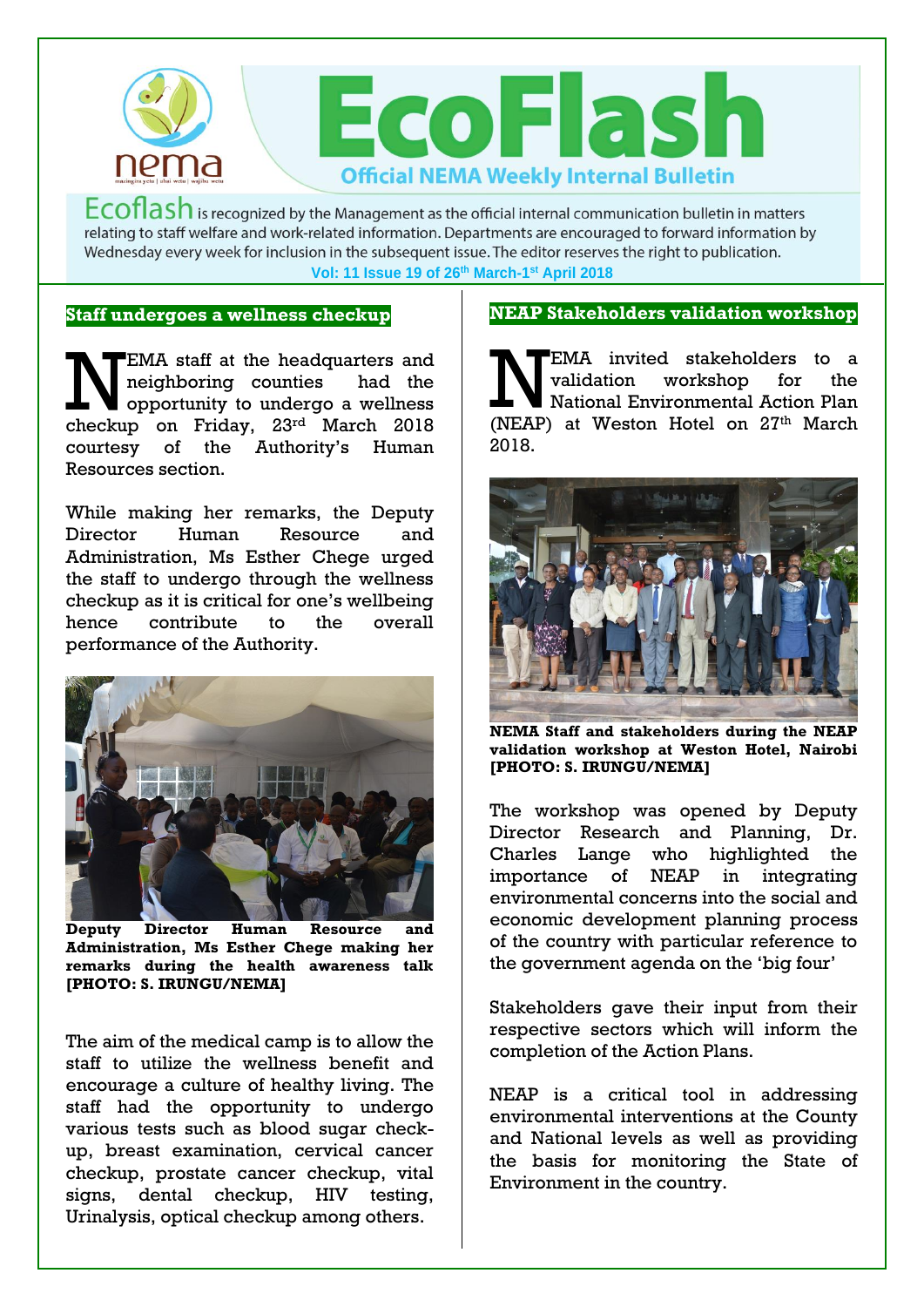# EcoFlash

**Official NEMA Weekly Internal Bulletin**

Ecoflash is recognized by the Management as the official internal communication bulletin in matters relating to staff welfare and work-related information. Departments are encouraged to forward information by Wednesday every week for inclusion in the subsequent issue. The editor reserves the right to publication.

**Vol: 11 Issue 19 of 26th March-1st April 2018**

## Staff undergoes a wellness checkup

NEMA staff at the headquarters and neighboring counties had the opportunity to undergo a wellness checkup on Friday, 23rd March 2018 courtesy of the Authority's Human Resources section.

While making her remarks, the Deputy Director Human Resource and Administration, Ms Esther Chege urged the staff to undergo through the wellness checkup as it is critical for one's wellbeing hence contribute to the overall performance of the Authority.

**Deputy Director Human Resource and Administration, Ms Esther Chege making her remarks during the health awareness talk [PHOTO: S. IRUNGU/NEMA]**

The aim of the medical camp is to allow the staff to utilize the wellness benefit and encourage a culture of healthy living. The staff had the opportunity to undergo various tests such as blood sugar check-up, breast examination, cervical cancer checkup, prostate cancer checkup, vital signs, dental checkup, HIV testing, Urinalysis, optical checkup among others.

## NEAP Stakeholders validation workshop

NEMA invited stakeholders to a validation workshop for the National Environmental Action Plan (NEAP) at Weston Hotel on 27th March 2018.

**NEMA Staff and stakeholders during the NEAP validation workshop at Weston Hotel, Nairobi [PHOTO: S. IRUNGU/NEMA]**

The workshop was opened by Deputy Director Research and Planning, Dr. Charles Lange who highlighted the importance of NEAP in integrating environmental concerns into the social and economic development planning process of the country with particular reference to the government agenda on the 'big four'

Stakeholders gave their input from their respective sectors which will inform the completion of the Action Plans.

NEAP is a critical tool in addressing environmental interventions at the County and National levels as well as providing the basis for monitoring the State of Environment in the country.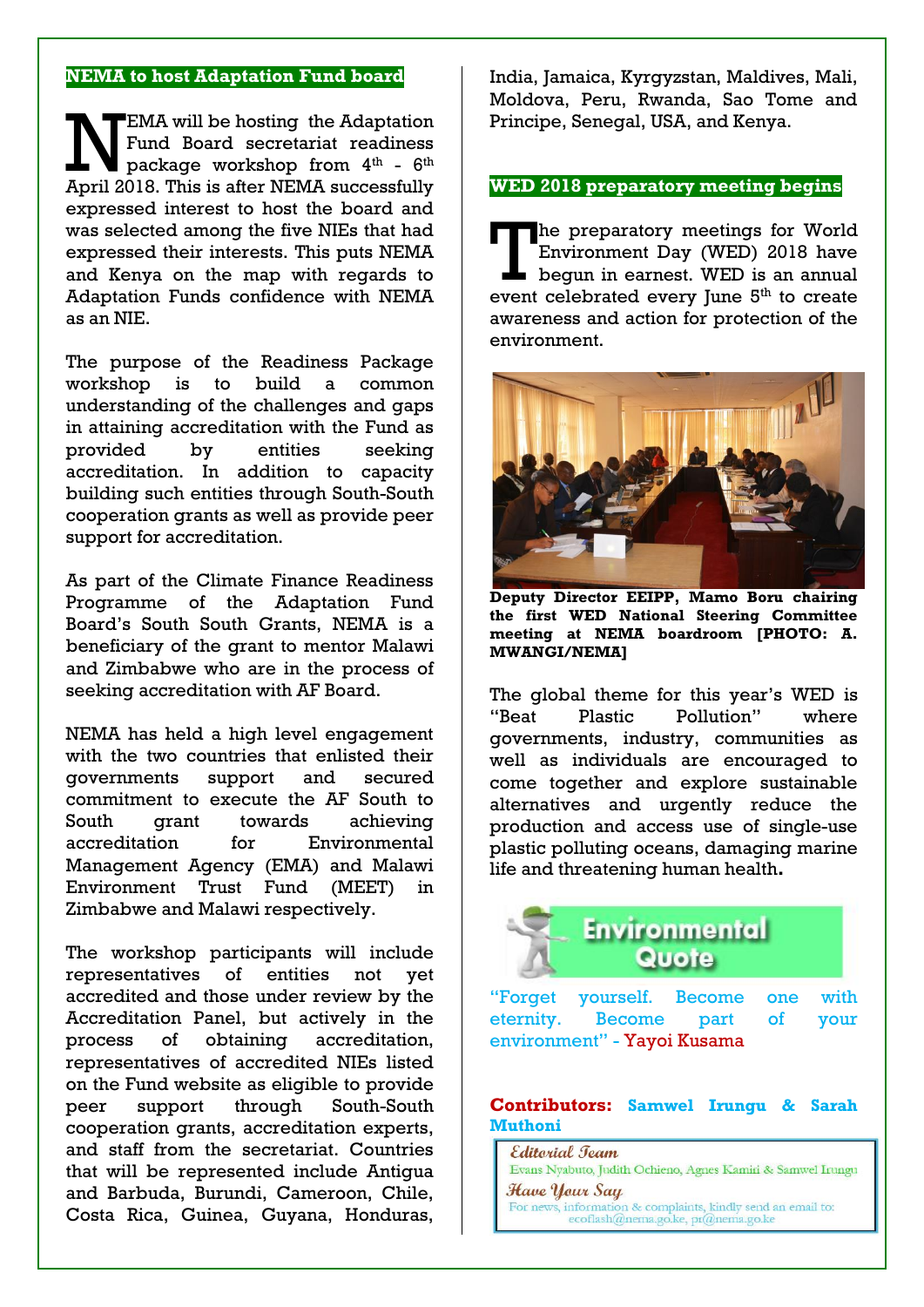## NEMA to host Adaptation Fund board

NEMA will be hosting the Adaptation Fund Board secretariat readiness package workshop from 4th - 6th April 2018. This is after NEMA successfully expressed interest to host the board and was selected among the five NIEs that had expressed their interests. This puts NEMA and Kenya on the map with regards to Adaptation Funds confidence with NEMA as an NIE.

The purpose of the Readiness Package workshop is to build a common understanding of the challenges and gaps in attaining accreditation with the Fund as provided by entities seeking accreditation. In addition to capacity building such entities through South-South cooperation grants as well as provide peer support for accreditation.

As part of the Climate Finance Readiness Programme of the Adaptation Fund Board's South South Grants, NEMA is a beneficiary of the grant to mentor Malawi and Zimbabwe who are in the process of seeking accreditation with AF Board.

NEMA has held a high level engagement with the two countries that enlisted their governments support and secured commitment to execute the AF South to South grant towards achieving accreditation for Environmental Management Agency (EMA) and Malawi Environment Trust Fund (MEET) in Zimbabwe and Malawi respectively.

The workshop participants will include representatives of entities not yet accredited and those under review by the Accreditation Panel, but actively in the process of obtaining accreditation, representatives of accredited NIEs listed on the Fund website as eligible to provide peer support through South-South cooperation grants, accreditation experts, and staff from the secretariat. Countries that will be represented include Antigua and Barbuda, Burundi, Cameroon, Chile, Costa Rica, Guinea, Guyana, Honduras, India, Jamaica, Kyrgyzstan, Maldives, Mali, Moldova, Peru, Rwanda, Sao Tome and Principe, Senegal, USA, and Kenya.

## WED 2018 preparatory meeting begins

The preparatory meetings for World Environment Day (WED) 2018 have begun in earnest. WED is an annual event celebrated every June 5th to create awareness and action for protection of the environment.

**Deputy Director EEIPP, Mamo Boru chairing the first WED National Steering Committee meeting at NEMA boardroom [PHOTO: A. MWANGI/NEMA]**

The global theme for this year's WED is "Beat Plastic Pollution" where governments, industry, communities as well as individuals are encouraged to come together and explore sustainable alternatives and urgently reduce the production and access use of single-use plastic polluting oceans, damaging marine life and threatening human health**.**

**Environmental Quote**

"Forget yourself. Become one with eternity. Become part of your environment" - Yayoi Kusama

**Contributors: Samwel Irungu & Sarah Muthoni**

*Editorial Team*

Evans Nyabuto, Judith Ochieno, Agnes Kamiri & Samwel Irungu

*Have Your Say*

For news, information & complaints, kindly send an email to: ecoflash@nema.go.ke, pr@nema.go.ke